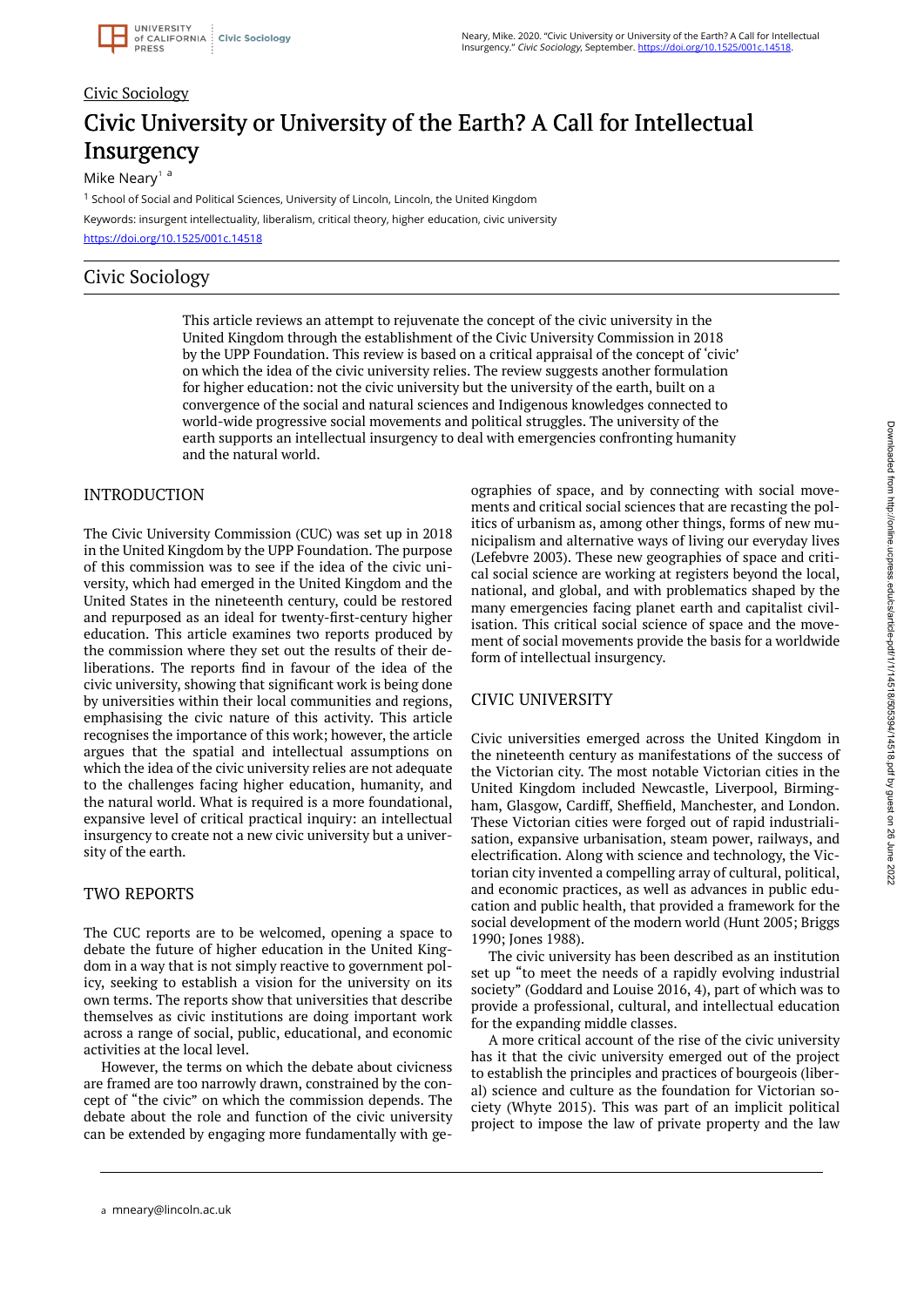Civic Sociology

# Civic University or University of the Earth? A Call for Intellectual Insurgency

Mike Neary[1] [a]

[1] School of Social and Political Sciences, University of Lincoln, Lincoln, the United Kingdom

Keywords: insurgent intellectuality, liberalism, critical theory, higher education, civic university

https://doi.org/10.1525/001c.14518

## Civic Sociology

This article reviews an attempt to rejuvenate the concept of the civic university in the United Kingdom through the establishment of the Civic University Commission in 2018 by the UPP Foundation. This review is based on a critical appraisal of the concept of 'civic' on which the idea of the civic university relies. The review suggests another formulation for higher education: not the civic university but the university of the earth, built on a convergence of the social and natural sciences and Indigenous knowledges connected to world-wide progressive social movements and political struggles. The university of the earth supports an intellectual insurgency to deal with emergencies confronting humanity and the natural world.

## INTRODUCTION

The Civic University Commission (CUC) was set up in 2018 in the United Kingdom by the UPP Foundation. The purpose of this commission was to see if the idea of the civic university, which had emerged in the United Kingdom and the United States in the nineteenth century, could be restored and repurposed as an ideal for twenty-first-century higher education. This article examines two reports produced by the commission where they set out the results of their deliberations. The reports find in favour of the idea of the civic university, showing that significant work is being done by universities within their local communities and regions, emphasising the civic nature of this activity. This article recognises the importance of this work; however, the article argues that the spatial and intellectual assumptions on which the idea of the civic university relies are not adequate to the challenges facing higher education, humanity, and the natural world. What is required is a more foundational, expansive level of critical practical inquiry: an intellectual insurgency to create not a new civic university but a university of the earth.

## TWO REPORTS

The CUC reports are to be welcomed, opening a space to debate the future of higher education in the United Kingdom in a way that is not simply reactive to government policy, seeking to establish a vision for the university on its own terms. The reports show that universities that describe themselves as civic institutions are doing important work across a range of social, public, educational, and economic activities at the local level.

However, the terms on which the debate about civicness are framed are too narrowly drawn, constrained by the concept of "the civic" on which the commission depends. The debate about the role and function of the civic university can be extended by engaging more fundamentally with geographies of space, and by connecting with social movements and critical social sciences that are recasting the politics of urbanism as, among other things, forms of new municipalism and alternative ways of living our everyday lives (Lefebvre 2003). These new geographies of space and critical social science are working at registers beyond the local, national, and global, and with problematics shaped by the many emergencies facing planet earth and capitalist civilisation. This critical social science of space and the movement of social movements provide the basis for a worldwide form of intellectual insurgency.

## CIVIC UNIVERSITY

Civic universities emerged across the United Kingdom in the nineteenth century as manifestations of the success of the Victorian city. The most notable Victorian cities in the United Kingdom included Newcastle, Liverpool, Birmingham, Glasgow, Cardiff, Sheffield, Manchester, and London. These Victorian cities were forged out of rapid industrialisation, expansive urbanisation, steam power, railways, and electrification. Along with science and technology, the Victorian city invented a compelling array of cultural, political, and economic practices, as well as advances in public education and public health, that provided a framework for the social development of the modern world (Hunt 2005; Briggs 1990; Jones 1988).

The civic university has been described as an institution set up "to meet the needs of a rapidly evolving industrial society" (Goddard and Louise 2016, 4), part of which was to provide a professional, cultural, and intellectual education for the expanding middle classes.

A more critical account of the rise of the civic university has it that the civic university emerged out of the project to establish the principles and practices of bourgeois (liberal) science and culture as the foundation for Victorian society (Whyte 2015). This was part of an implicit political project to impose the law of private property and the law

[a] mneary@lincoln.ac.uk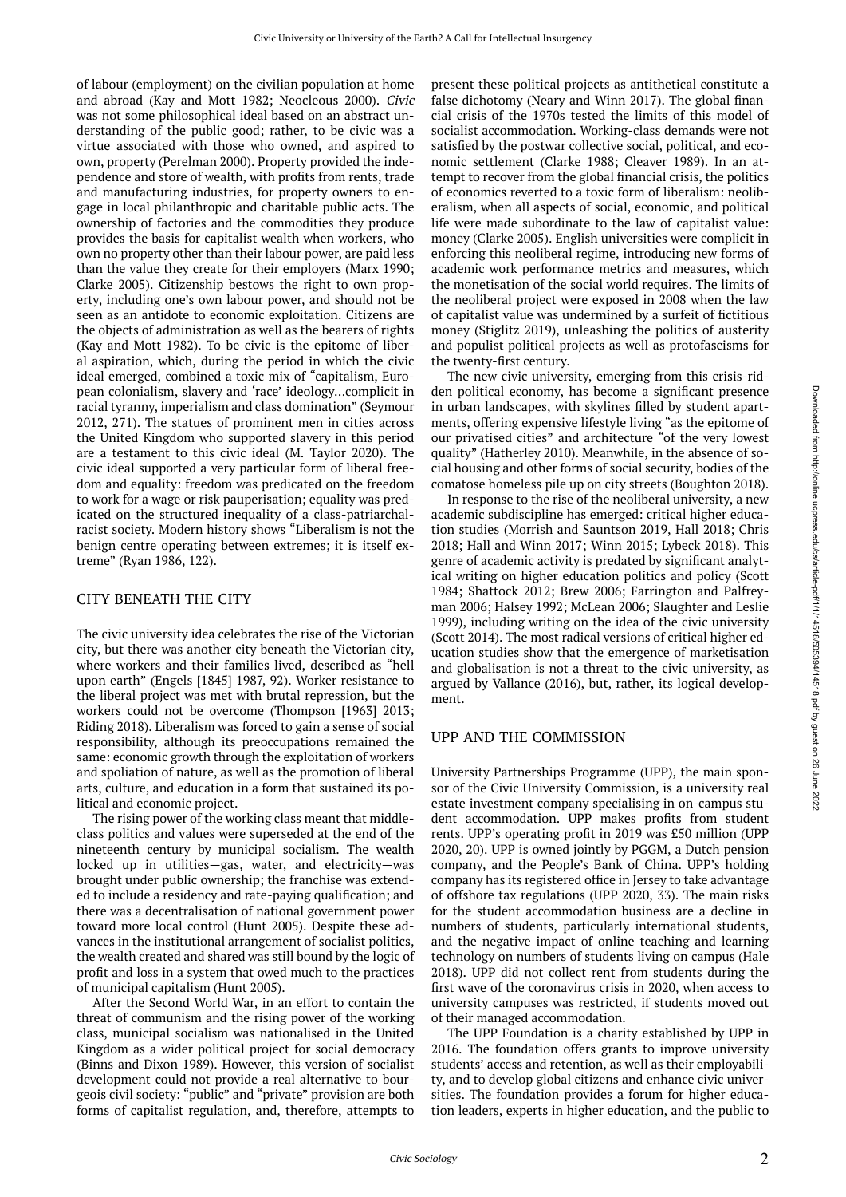of labour (employment) on the civilian population at home and abroad (Kay and Mott 1982; Neocleous 2000). *Civic* was not some philosophical ideal based on an abstract understanding of the public good; rather, to be civic was a virtue associated with those who owned, and aspired to own, property (Perelman 2000). Property provided the independence and store of wealth, with profits from rents, trade and manufacturing industries, for property owners to engage in local philanthropic and charitable public acts. The ownership of factories and the commodities they produce provides the basis for capitalist wealth when workers, who own no property other than their labour power, are paid less than the value they create for their employers (Marx 1990; Clarke 2005). Citizenship bestows the right to own property, including one's own labour power, and should not be seen as an antidote to economic exploitation. Citizens are the objects of administration as well as the bearers of rights (Kay and Mott 1982). To be civic is the epitome of liberal aspiration, which, during the period in which the civic ideal emerged, combined a toxic mix of "capitalism, European colonialism, slavery and 'race' ideology...complicit in racial tyranny, imperialism and class domination" (Seymour 2012, 271). The statues of prominent men in cities across the United Kingdom who supported slavery in this period are a testament to this civic ideal (M. Taylor 2020). The civic ideal supported a very particular form of liberal freedom and equality: freedom was predicated on the freedom to work for a wage or risk pauperisation; equality was predicated on the structured inequality of a class-patriarchal-racist society. Modern history shows "Liberalism is not the benign centre operating between extremes; it is itself extreme" (Ryan 1986, 122).

## CITY BENEATH THE CITY

The civic university idea celebrates the rise of the Victorian city, but there was another city beneath the Victorian city, where workers and their families lived, described as "hell upon earth" (Engels [1845] 1987, 92). Worker resistance to the liberal project was met with brutal repression, but the workers could not be overcome (Thompson [1963] 2013; Riding 2018). Liberalism was forced to gain a sense of social responsibility, although its preoccupations remained the same: economic growth through the exploitation of workers and spoliation of nature, as well as the promotion of liberal arts, culture, and education in a form that sustained its political and economic project.

The rising power of the working class meant that middle-class politics and values were superseded at the end of the nineteenth century by municipal socialism. The wealth locked up in utilities—gas, water, and electricity—was brought under public ownership; the franchise was extended to include a residency and rate-paying qualification; and there was a decentralisation of national government power toward more local control (Hunt 2005). Despite these advances in the institutional arrangement of socialist politics, the wealth created and shared was still bound by the logic of profit and loss in a system that owed much to the practices of municipal capitalism (Hunt 2005).

After the Second World War, in an effort to contain the threat of communism and the rising power of the working class, municipal socialism was nationalised in the United Kingdom as a wider political project for social democracy (Binns and Dixon 1989). However, this version of socialist development could not provide a real alternative to bourgeois civil society: "public" and "private" provision are both forms of capitalist regulation, and, therefore, attempts to present these political projects as antithetical constitute a false dichotomy (Neary and Winn 2017). The global financial crisis of the 1970s tested the limits of this model of socialist accommodation. Working-class demands were not satisfied by the postwar collective social, political, and economic settlement (Clarke 1988; Cleaver 1989). In an attempt to recover from the global financial crisis, the politics of economics reverted to a toxic form of liberalism: neoliberalism, when all aspects of social, economic, and political life were made subordinate to the law of capitalist value: money (Clarke 2005). English universities were complicit in enforcing this neoliberal regime, introducing new forms of academic work performance metrics and measures, which the monetisation of the social world requires. The limits of the neoliberal project were exposed in 2008 when the law of capitalist value was undermined by a surfeit of fictitious money (Stiglitz 2019), unleashing the politics of austerity and populist political projects as well as protofascisms for the twenty-first century.

The new civic university, emerging from this crisis-ridden political economy, has become a significant presence in urban landscapes, with skylines filled by student apartments, offering expensive lifestyle living "as the epitome of our privatised cities" and architecture "of the very lowest quality" (Hatherley 2010). Meanwhile, in the absence of social housing and other forms of social security, bodies of the comatose homeless pile up on city streets (Boughton 2018).

In response to the rise of the neoliberal university, a new academic subdiscipline has emerged: critical higher education studies (Morrish and Sauntson 2019, Hall 2018; Chris 2018; Hall and Winn 2017; Winn 2015; Lybeck 2018). This genre of academic activity is predated by significant analytical writing on higher education politics and policy (Scott 1984; Shattock 2012; Brew 2006; Farrington and Palfreyman 2006; Halsey 1992; McLean 2006; Slaughter and Leslie 1999), including writing on the idea of the civic university (Scott 2014). The most radical versions of critical higher education studies show that the emergence of marketisation and globalisation is not a threat to the civic university, as argued by Vallance (2016), but, rather, its logical development.

## UPP AND THE COMMISSION

University Partnerships Programme (UPP), the main sponsor of the Civic University Commission, is a university real estate investment company specialising in on-campus student accommodation. UPP makes profits from student rents. UPP's operating profit in 2019 was £50 million (UPP 2020, 20). UPP is owned jointly by PGGM, a Dutch pension company, and the People's Bank of China. UPP's holding company has its registered office in Jersey to take advantage of offshore tax regulations (UPP 2020, 33). The main risks for the student accommodation business are a decline in numbers of students, particularly international students, and the negative impact of online teaching and learning technology on numbers of students living on campus (Hale 2018). UPP did not collect rent from students during the first wave of the coronavirus crisis in 2020, when access to university campuses was restricted, if students moved out of their managed accommodation.

The UPP Foundation is a charity established by UPP in 2016. The foundation offers grants to improve university students' access and retention, as well as their employability, and to develop global citizens and enhance civic universities. The foundation provides a forum for higher education leaders, experts in higher education, and the public to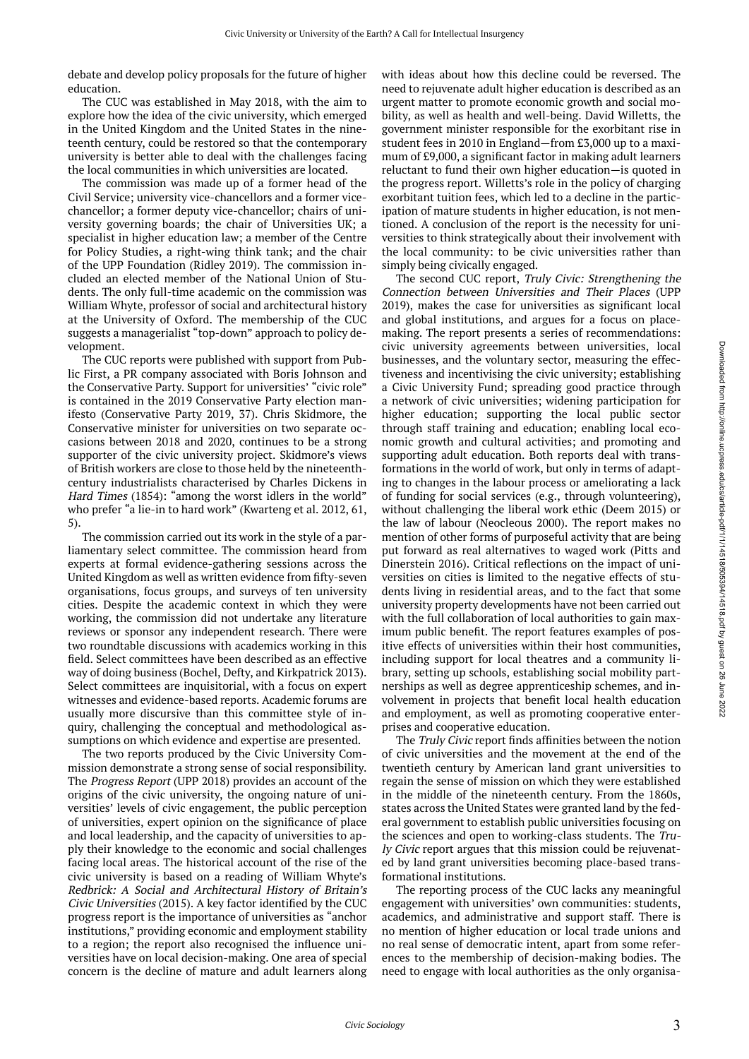debate and develop policy proposals for the future of higher education.

The CUC was established in May 2018, with the aim to explore how the idea of the civic university, which emerged in the United Kingdom and the United States in the nineteenth century, could be restored so that the contemporary university is better able to deal with the challenges facing the local communities in which universities are located.

The commission was made up of a former head of the Civil Service; university vice-chancellors and a former vice-chancellor; a former deputy vice-chancellor; chairs of university governing boards; the chair of Universities UK; a specialist in higher education law; a member of the Centre for Policy Studies, a right-wing think tank; and the chair of the UPP Foundation (Ridley 2019). The commission included an elected member of the National Union of Students. The only full-time academic on the commission was William Whyte, professor of social and architectural history at the University of Oxford. The membership of the CUC suggests a managerialist "top-down" approach to policy development.

The CUC reports were published with support from Public First, a PR company associated with Boris Johnson and the Conservative Party. Support for universities' "civic role" is contained in the 2019 Conservative Party election manifesto (Conservative Party 2019, 37). Chris Skidmore, the Conservative minister for universities on two separate occasions between 2018 and 2020, continues to be a strong supporter of the civic university project. Skidmore's views of British workers are close to those held by the nineteenth-century industrialists characterised by Charles Dickens in *Hard Times* (1854): "among the worst idlers in the world" who prefer "a lie-in to hard work" (Kwarteng et al. 2012, 61, 5).

The commission carried out its work in the style of a parliamentary select committee. The commission heard from experts at formal evidence-gathering sessions across the United Kingdom as well as written evidence from fifty-seven organisations, focus groups, and surveys of ten university cities. Despite the academic context in which they were working, the commission did not undertake any literature reviews or sponsor any independent research. There were two roundtable discussions with academics working in this field. Select committees have been described as an effective way of doing business (Bochel, Defty, and Kirkpatrick 2013). Select committees are inquisitorial, with a focus on expert witnesses and evidence-based reports. Academic forums are usually more discursive than this committee style of inquiry, challenging the conceptual and methodological assumptions on which evidence and expertise are presented.

The two reports produced by the Civic University Commission demonstrate a strong sense of social responsibility. The *Progress Report* (UPP 2018) provides an account of the origins of the civic university, the ongoing nature of universities' levels of civic engagement, the public perception of universities, expert opinion on the significance of place and local leadership, and the capacity of universities to apply their knowledge to the economic and social challenges facing local areas. The historical account of the rise of the civic university is based on a reading of William Whyte's *Redbrick: A Social and Architectural History of Britain's Civic Universities* (2015). A key factor identified by the CUC progress report is the importance of universities as "anchor institutions," providing economic and employment stability to a region; the report also recognised the influence universities have on local decision-making. One area of special concern is the decline of mature and adult learners along with ideas about how this decline could be reversed. The need to rejuvenate adult higher education is described as an urgent matter to promote economic growth and social mobility, as well as health and well-being. David Willetts, the government minister responsible for the exorbitant rise in student fees in 2010 in England—from £3,000 up to a maximum of £9,000, a significant factor in making adult learners reluctant to fund their own higher education—is quoted in the progress report. Willetts's role in the policy of charging exorbitant tuition fees, which led to a decline in the participation of mature students in higher education, is not mentioned. A conclusion of the report is the necessity for universities to think strategically about their involvement with the local community: to be civic universities rather than simply being civically engaged.

The second CUC report, *Truly Civic: Strengthening the Connection between Universities and Their Places* (UPP 2019), makes the case for universities as significant local and global institutions, and argues for a focus on place-making. The report presents a series of recommendations: civic university agreements between universities, local businesses, and the voluntary sector, measuring the effectiveness and incentivising the civic university; establishing a Civic University Fund; spreading good practice through a network of civic universities; widening participation for higher education; supporting the local public sector through staff training and education; enabling local economic growth and cultural activities; and promoting and supporting adult education. Both reports deal with transformations in the world of work, but only in terms of adapting to changes in the labour process or ameliorating a lack of funding for social services (e.g., through volunteering), without challenging the liberal work ethic (Deem 2015) or the law of labour (Neocleous 2000). The report makes no mention of other forms of purposeful activity that are being put forward as real alternatives to waged work (Pitts and Dinerstein 2016). Critical reflections on the impact of universities on cities is limited to the negative effects of students living in residential areas, and to the fact that some university property developments have not been carried out with the full collaboration of local authorities to gain maximum public benefit. The report features examples of positive effects of universities within their host communities, including support for local theatres and a community library, setting up schools, establishing social mobility partnerships as well as degree apprenticeship schemes, and involvement in projects that benefit local health education and employment, as well as promoting cooperative enterprises and cooperative education.

The *Truly Civic* report finds affinities between the notion of civic universities and the movement at the end of the twentieth century by American land grant universities to regain the sense of mission on which they were established in the middle of the nineteenth century. From the 1860s, states across the United States were granted land by the federal government to establish public universities focusing on the sciences and open to working-class students. The *Truly Civic* report argues that this mission could be rejuvenated by land grant universities becoming place-based transformational institutions.

The reporting process of the CUC lacks any meaningful engagement with universities' own communities: students, academics, and administrative and support staff. There is no mention of higher education or local trade unions and no real sense of democratic intent, apart from some references to the membership of decision-making bodies. The need to engage with local authorities as the only organisa-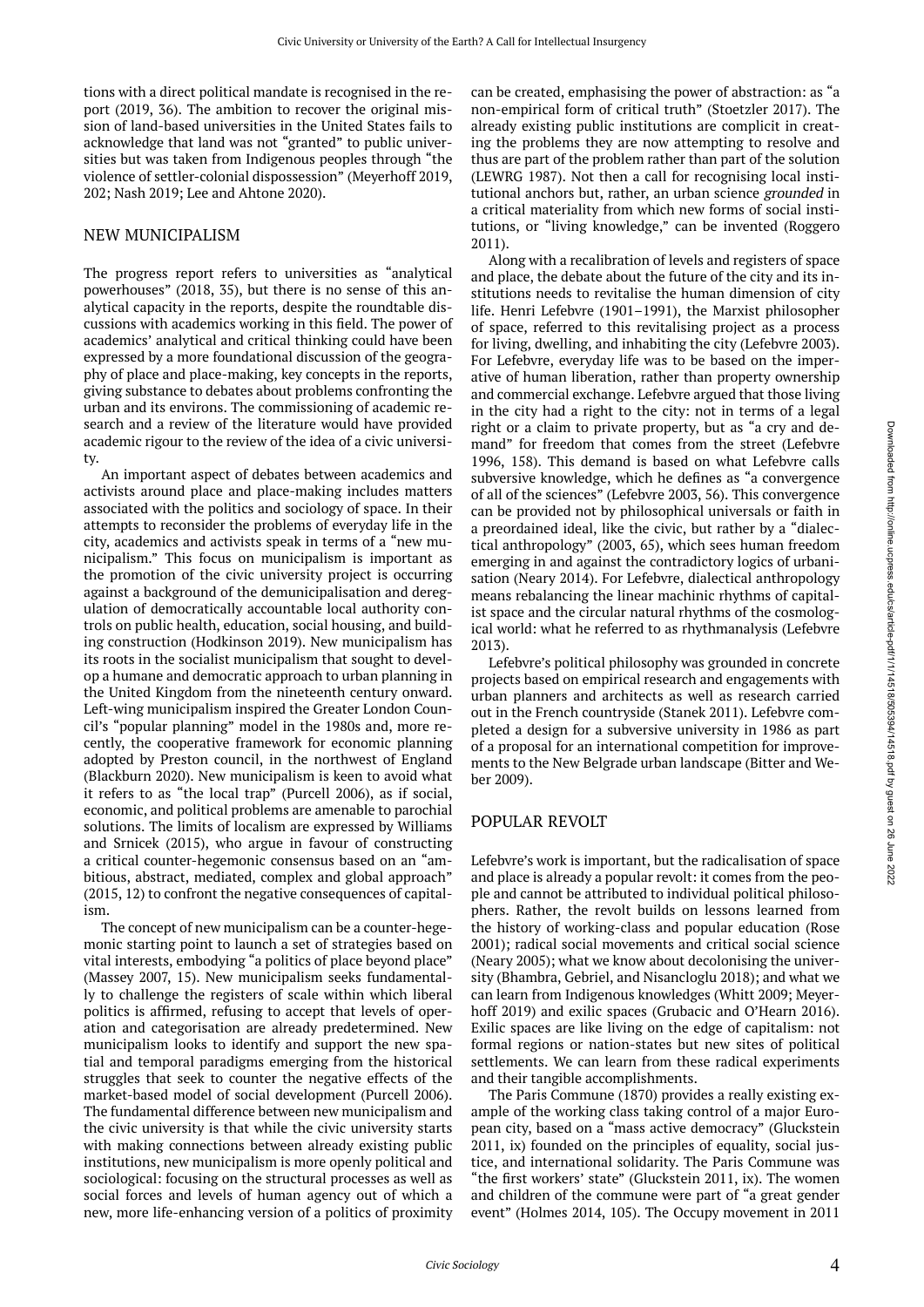tions with a direct political mandate is recognised in the report (2019, 36). The ambition to recover the original mission of land-based universities in the United States fails to acknowledge that land was not "granted" to public universities but was taken from Indigenous peoples through "the violence of settler-colonial dispossession" (Meyerhoff 2019, 202; Nash 2019; Lee and Ahtone 2020).

## NEW MUNICIPALISM

The progress report refers to universities as "analytical powerhouses" (2018, 35), but there is no sense of this analytical capacity in the reports, despite the roundtable discussions with academics working in this field. The power of academics' analytical and critical thinking could have been expressed by a more foundational discussion of the geography of place and place-making, key concepts in the reports, giving substance to debates about problems confronting the urban and its environs. The commissioning of academic research and a review of the literature would have provided academic rigour to the review of the idea of a civic university.

An important aspect of debates between academics and activists around place and place-making includes matters associated with the politics and sociology of space. In their attempts to reconsider the problems of everyday life in the city, academics and activists speak in terms of a "new municipalism." This focus on municipalism is important as the promotion of the civic university project is occurring against a background of the demunicipalisation and deregulation of democratically accountable local authority controls on public health, education, social housing, and building construction (Hodkinson 2019). New municipalism has its roots in the socialist municipalism that sought to develop a humane and democratic approach to urban planning in the United Kingdom from the nineteenth century onward. Left-wing municipalism inspired the Greater London Council's "popular planning" model in the 1980s and, more recently, the cooperative framework for economic planning adopted by Preston council, in the northwest of England (Blackburn 2020). New municipalism is keen to avoid what it refers to as "the local trap" (Purcell 2006), as if social, economic, and political problems are amenable to parochial solutions. The limits of localism are expressed by Williams and Srnicek (2015), who argue in favour of constructing a critical counter-hegemonic consensus based on an "ambitious, abstract, mediated, complex and global approach" (2015, 12) to confront the negative consequences of capitalism.

The concept of new municipalism can be a counter-hegemonic starting point to launch a set of strategies based on vital interests, embodying "a politics of place beyond place" (Massey 2007, 15). New municipalism seeks fundamentally to challenge the registers of scale within which liberal politics is affirmed, refusing to accept that levels of operation and categorisation are already predetermined. New municipalism looks to identify and support the new spatial and temporal paradigms emerging from the historical struggles that seek to counter the negative effects of the market-based model of social development (Purcell 2006). The fundamental difference between new municipalism and the civic university is that while the civic university starts with making connections between already existing public institutions, new municipalism is more openly political and sociological: focusing on the structural processes as well as social forces and levels of human agency out of which a new, more life-enhancing version of a politics of proximity can be created, emphasising the power of abstraction: as "a non-empirical form of critical truth" (Stoetzler 2017). The already existing public institutions are complicit in creating the problems they are now attempting to resolve and thus are part of the problem rather than part of the solution (LEWRG 1987). Not then a call for recognising local institutional anchors but, rather, an urban science *grounded* in a critical materiality from which new forms of social institutions, or "living knowledge," can be invented (Roggero 2011).

Along with a recalibration of levels and registers of space and place, the debate about the future of the city and its institutions needs to revitalise the human dimension of city life. Henri Lefebvre (1901–1991), the Marxist philosopher of space, referred to this revitalising project as a process for living, dwelling, and inhabiting the city (Lefebvre 2003). For Lefebvre, everyday life was to be based on the imperative of human liberation, rather than property ownership and commercial exchange. Lefebvre argued that those living in the city had a right to the city: not in terms of a legal right or a claim to private property, but as "a cry and demand" for freedom that comes from the street (Lefebvre 1996, 158). This demand is based on what Lefebvre calls subversive knowledge, which he defines as "a convergence of all of the sciences" (Lefebvre 2003, 56). This convergence can be provided not by philosophical universals or faith in a preordained ideal, like the civic, but rather by a "dialectical anthropology" (2003, 65), which sees human freedom emerging in and against the contradictory logics of urbanisation (Neary 2014). For Lefebvre, dialectical anthropology means rebalancing the linear machinic rhythms of capitalist space and the circular natural rhythms of the cosmological world: what he referred to as rhythmanalysis (Lefebvre 2013).

Lefebvre's political philosophy was grounded in concrete projects based on empirical research and engagements with urban planners and architects as well as research carried out in the French countryside (Stanek 2011). Lefebvre completed a design for a subversive university in 1986 as part of a proposal for an international competition for improvements to the New Belgrade urban landscape (Bitter and Weber 2009).

## POPULAR REVOLT

Lefebvre's work is important, but the radicalisation of space and place is already a popular revolt: it comes from the people and cannot be attributed to individual political philosophers. Rather, the revolt builds on lessons learned from the history of working-class and popular education (Rose 2001); radical social movements and critical social science (Neary 2005); what we know about decolonising the university (Bhambra, Gebriel, and Nisancloglu 2018); and what we can learn from Indigenous knowledges (Whitt 2009; Meyerhoff 2019) and exilic spaces (Grubacic and O'Hearn 2016). Exilic spaces are like living on the edge of capitalism: not formal regions or nation-states but new sites of political settlements. We can learn from these radical experiments and their tangible accomplishments.

The Paris Commune (1870) provides a really existing example of the working class taking control of a major European city, based on a "mass active democracy" (Gluckstein 2011, ix) founded on the principles of equality, social justice, and international solidarity. The Paris Commune was "the first workers' state" (Gluckstein 2011, ix). The women and children of the commune were part of "a great gender event" (Holmes 2014, 105). The Occupy movement in 2011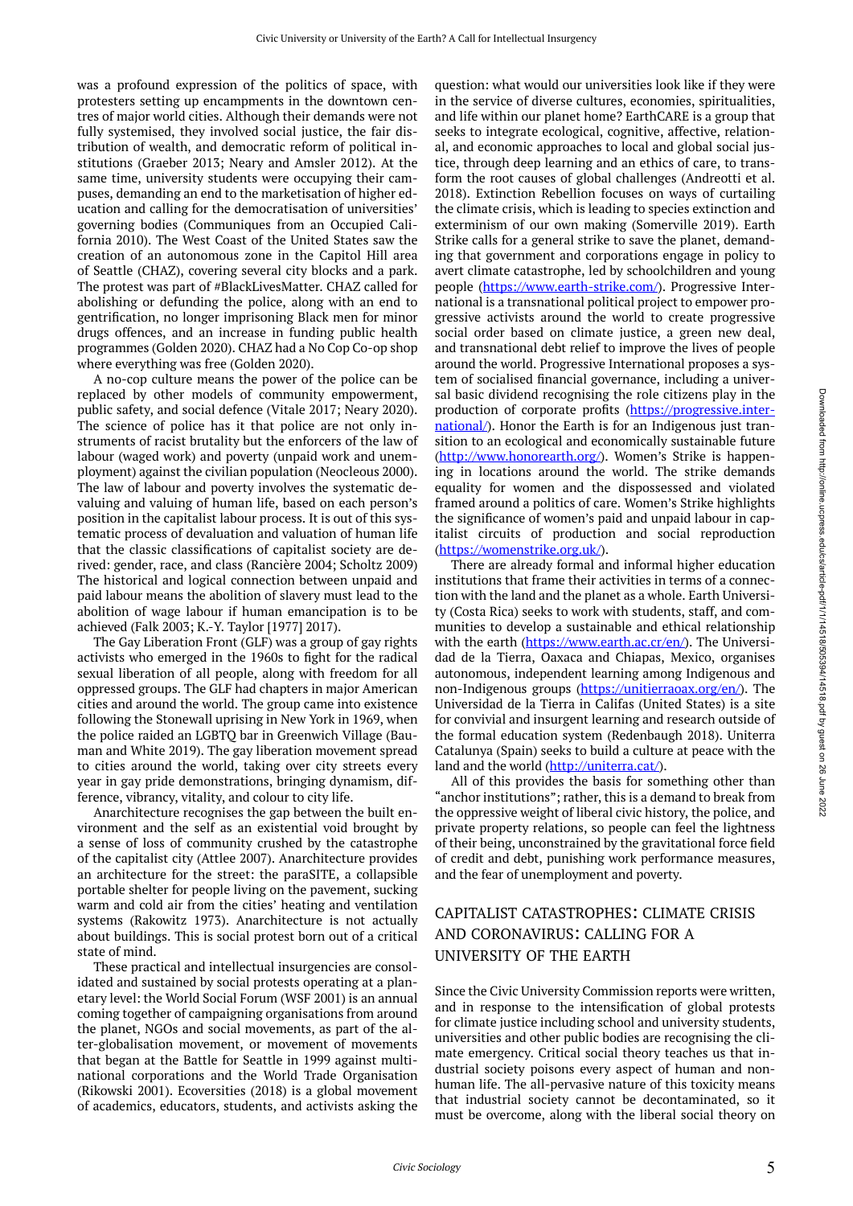was a profound expression of the politics of space, with protesters setting up encampments in the downtown centres of major world cities. Although their demands were not fully systemised, they involved social justice, the fair distribution of wealth, and democratic reform of political institutions (Graeber 2013; Neary and Amsler 2012). At the same time, university students were occupying their campuses, demanding an end to the marketisation of higher education and calling for the democratisation of universities' governing bodies (Communiques from an Occupied California 2010). The West Coast of the United States saw the creation of an autonomous zone in the Capitol Hill area of Seattle (CHAZ), covering several city blocks and a park. The protest was part of #BlackLivesMatter. CHAZ called for abolishing or defunding the police, along with an end to gentrification, no longer imprisoning Black men for minor drugs offences, and an increase in funding public health programmes (Golden 2020). CHAZ had a No Cop Co-op shop where everything was free (Golden 2020).

A no-cop culture means the power of the police can be replaced by other models of community empowerment, public safety, and social defence (Vitale 2017; Neary 2020). The science of police has it that police are not only instruments of racist brutality but the enforcers of the law of labour (waged work) and poverty (unpaid work and unemployment) against the civilian population (Neocleous 2000). The law of labour and poverty involves the systematic devaluing and valuing of human life, based on each person's position in the capitalist labour process. It is out of this systematic process of devaluation and valuation of human life that the classic classifications of capitalist society are derived: gender, race, and class (Rancière 2004; Scholtz 2009) The historical and logical connection between unpaid and paid labour means the abolition of slavery must lead to the abolition of wage labour if human emancipation is to be achieved (Falk 2003; K.-Y. Taylor [1977] 2017).

The Gay Liberation Front (GLF) was a group of gay rights activists who emerged in the 1960s to fight for the radical sexual liberation of all people, along with freedom for all oppressed groups. The GLF had chapters in major American cities and around the world. The group came into existence following the Stonewall uprising in New York in 1969, when the police raided an LGBTQ bar in Greenwich Village (Bauman and White 2019). The gay liberation movement spread to cities around the world, taking over city streets every year in gay pride demonstrations, bringing dynamism, difference, vibrancy, vitality, and colour to city life.

Anarchitecture recognises the gap between the built environment and the self as an existential void brought by a sense of loss of community crushed by the catastrophe of the capitalist city (Attlee 2007). Anarchitecture provides an architecture for the street: the paraSITE, a collapsible portable shelter for people living on the pavement, sucking warm and cold air from the cities' heating and ventilation systems (Rakowitz 1973). Anarchitecture is not actually about buildings. This is social protest born out of a critical state of mind.

These practical and intellectual insurgencies are consolidated and sustained by social protests operating at a planetary level: the World Social Forum (WSF 2001) is an annual coming together of campaigning organisations from around the planet, NGOs and social movements, as part of the alter-globalisation movement, or movement of movements that began at the Battle for Seattle in 1999 against multinational corporations and the World Trade Organisation (Rikowski 2001). Ecoversities (2018) is a global movement of academics, educators, students, and activists asking the question: what would our universities look like if they were in the service of diverse cultures, economies, spiritualities, and life within our planet home? EarthCARE is a group that seeks to integrate ecological, cognitive, affective, relational, and economic approaches to local and global social justice, through deep learning and an ethics of care, to transform the root causes of global challenges (Andreotti et al. 2018). Extinction Rebellion focuses on ways of curtailing the climate crisis, which is leading to species extinction and exterminism of our own making (Somerville 2019). Earth Strike calls for a general strike to save the planet, demanding that government and corporations engage in policy to avert climate catastrophe, led by schoolchildren and young people (https://www.earth-strike.com/). Progressive International is a transnational political project to empower progressive activists around the world to create progressive social order based on climate justice, a green new deal, and transnational debt relief to improve the lives of people around the world. Progressive International proposes a system of socialised financial governance, including a universal basic dividend recognising the role citizens play in the production of corporate profits (https://progressive.international/). Honor the Earth is for an Indigenous just transition to an ecological and economically sustainable future (http://www.honorearth.org/). Women's Strike is happening in locations around the world. The strike demands equality for women and the dispossessed and violated framed around a politics of care. Women's Strike highlights the significance of women's paid and unpaid labour in capitalist circuits of production and social reproduction (https://womenstrike.org.uk/).

There are already formal and informal higher education institutions that frame their activities in terms of a connection with the land and the planet as a whole. Earth University (Costa Rica) seeks to work with students, staff, and communities to develop a sustainable and ethical relationship with the earth (https://www.earth.ac.cr/en/). The Universidad de la Tierra, Oaxaca and Chiapas, Mexico, organises autonomous, independent learning among Indigenous and non-Indigenous groups (https://unitierraoax.org/en/). The Universidad de la Tierra in Califas (United States) is a site for convivial and insurgent learning and research outside of the formal education system (Redenbaugh 2018). Uniterra Catalunya (Spain) seeks to build a culture at peace with the land and the world (http://uniterra.cat/).

All of this provides the basis for something other than "anchor institutions"; rather, this is a demand to break from the oppressive weight of liberal civic history, the police, and private property relations, so people can feel the lightness of their being, unconstrained by the gravitational force field of credit and debt, punishing work performance measures, and the fear of unemployment and poverty.

## Capitalist Catastrophes: Climate Crisis and Coronavirus: Calling for a University of the Earth

Since the Civic University Commission reports were written, and in response to the intensification of global protests for climate justice including school and university students, universities and other public bodies are recognising the climate emergency. Critical social theory teaches us that industrial society poisons every aspect of human and nonhuman life. The all-pervasive nature of this toxicity means that industrial society cannot be decontaminated, so it must be overcome, along with the liberal social theory on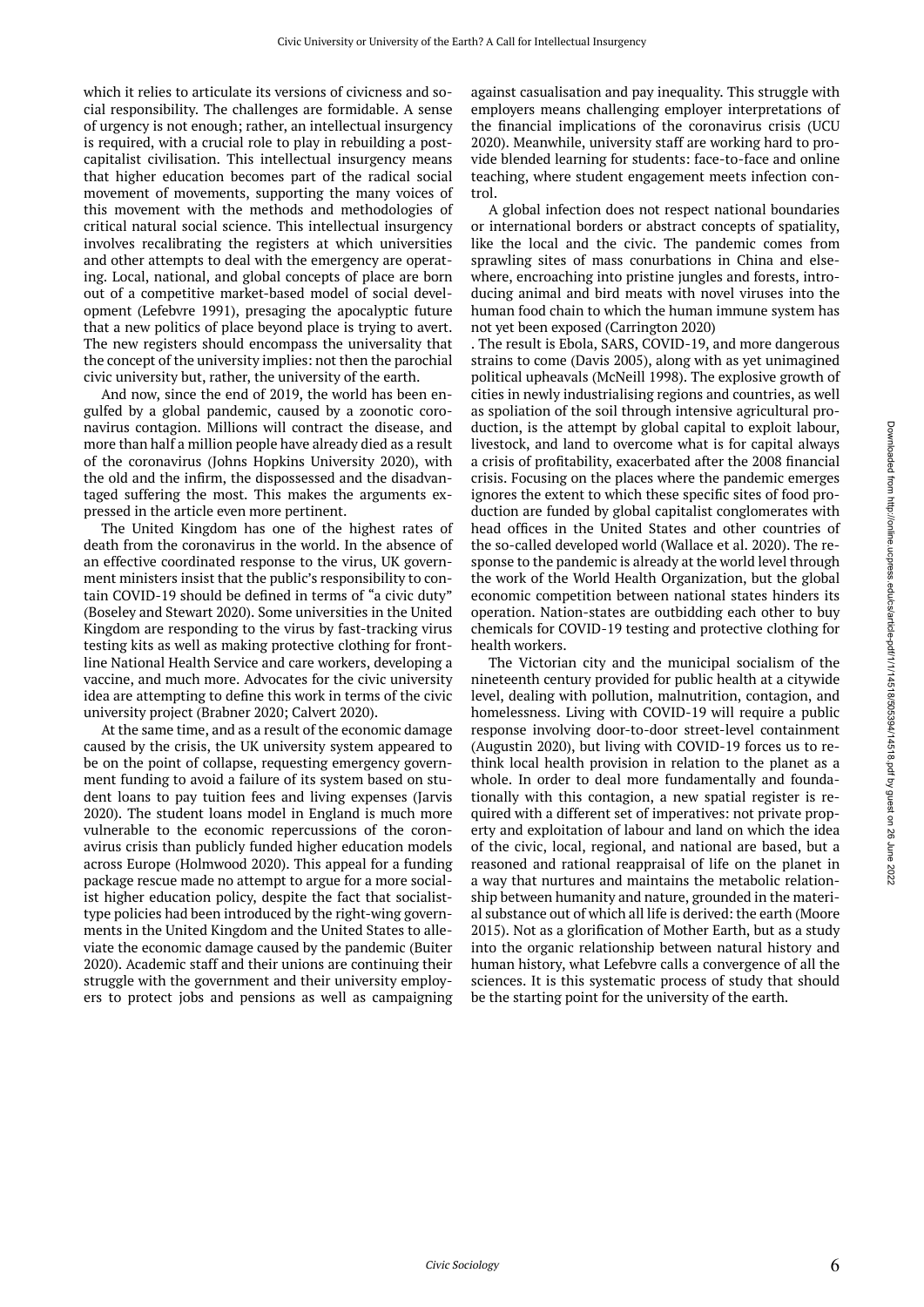which it relies to articulate its versions of civicness and social responsibility. The challenges are formidable. A sense of urgency is not enough; rather, an intellectual insurgency is required, with a crucial role to play in rebuilding a post-capitalist civilisation. This intellectual insurgency means that higher education becomes part of the radical social movement of movements, supporting the many voices of this movement with the methods and methodologies of critical natural social science. This intellectual insurgency involves recalibrating the registers at which universities and other attempts to deal with the emergency are operating. Local, national, and global concepts of place are born out of a competitive market-based model of social development (Lefebvre 1991), presaging the apocalyptic future that a new politics of place beyond place is trying to avert. The new registers should encompass the universality that the concept of the university implies: not then the parochial civic university but, rather, the university of the earth.

And now, since the end of 2019, the world has been engulfed by a global pandemic, caused by a zoonotic coronavirus contagion. Millions will contract the disease, and more than half a million people have already died as a result of the coronavirus (Johns Hopkins University 2020), with the old and the infirm, the dispossessed and the disadvantaged suffering the most. This makes the arguments expressed in the article even more pertinent.

The United Kingdom has one of the highest rates of death from the coronavirus in the world. In the absence of an effective coordinated response to the virus, UK government ministers insist that the public's responsibility to contain COVID-19 should be defined in terms of "a civic duty" (Boseley and Stewart 2020). Some universities in the United Kingdom are responding to the virus by fast-tracking virus testing kits as well as making protective clothing for frontline National Health Service and care workers, developing a vaccine, and much more. Advocates for the civic university idea are attempting to define this work in terms of the civic university project (Brabner 2020; Calvert 2020).

At the same time, and as a result of the economic damage caused by the crisis, the UK university system appeared to be on the point of collapse, requesting emergency government funding to avoid a failure of its system based on student loans to pay tuition fees and living expenses (Jarvis 2020). The student loans model in England is much more vulnerable to the economic repercussions of the coronavirus crisis than publicly funded higher education models across Europe (Holmwood 2020). This appeal for a funding package rescue made no attempt to argue for a more socialist higher education policy, despite the fact that socialist-type policies had been introduced by the right-wing governments in the United Kingdom and the United States to alleviate the economic damage caused by the pandemic (Buiter 2020). Academic staff and their unions are continuing their struggle with the government and their university employers to protect jobs and pensions as well as campaigning against casualisation and pay inequality. This struggle with employers means challenging employer interpretations of the financial implications of the coronavirus crisis (UCU 2020). Meanwhile, university staff are working hard to provide blended learning for students: face-to-face and online teaching, where student engagement meets infection control.

A global infection does not respect national boundaries or international borders or abstract concepts of spatiality, like the local and the civic. The pandemic comes from sprawling sites of mass conurbations in China and elsewhere, encroaching into pristine jungles and forests, introducing animal and bird meats with novel viruses into the human food chain to which the human immune system has not yet been exposed (Carrington 2020)
. The result is Ebola, SARS, COVID-19, and more dangerous strains to come (Davis 2005), along with as yet unimagined political upheavals (McNeill 1998). The explosive growth of cities in newly industrialising regions and countries, as well as spoliation of the soil through intensive agricultural production, is the attempt by global capital to exploit labour, livestock, and land to overcome what is for capital always a crisis of profitability, exacerbated after the 2008 financial crisis. Focusing on the places where the pandemic emerges ignores the extent to which these specific sites of food production are funded by global capitalist conglomerates with head offices in the United States and other countries of the so-called developed world (Wallace et al. 2020). The response to the pandemic is already at the world level through the work of the World Health Organization, but the global economic competition between national states hinders its operation. Nation-states are outbidding each other to buy chemicals for COVID-19 testing and protective clothing for health workers.

The Victorian city and the municipal socialism of the nineteenth century provided for public health at a citywide level, dealing with pollution, malnutrition, contagion, and homelessness. Living with COVID-19 will require a public response involving door-to-door street-level containment (Augustin 2020), but living with COVID-19 forces us to rethink local health provision in relation to the planet as a whole. In order to deal more fundamentally and foundationally with this contagion, a new spatial register is required with a different set of imperatives: not private property and exploitation of labour and land on which the idea of the civic, local, regional, and national are based, but a reasoned and rational reappraisal of life on the planet in a way that nurtures and maintains the metabolic relationship between humanity and nature, grounded in the material substance out of which all life is derived: the earth (Moore 2015). Not as a glorification of Mother Earth, but as a study into the organic relationship between natural history and human history, what Lefebvre calls a convergence of all the sciences. It is this systematic process of study that should be the starting point for the university of the earth.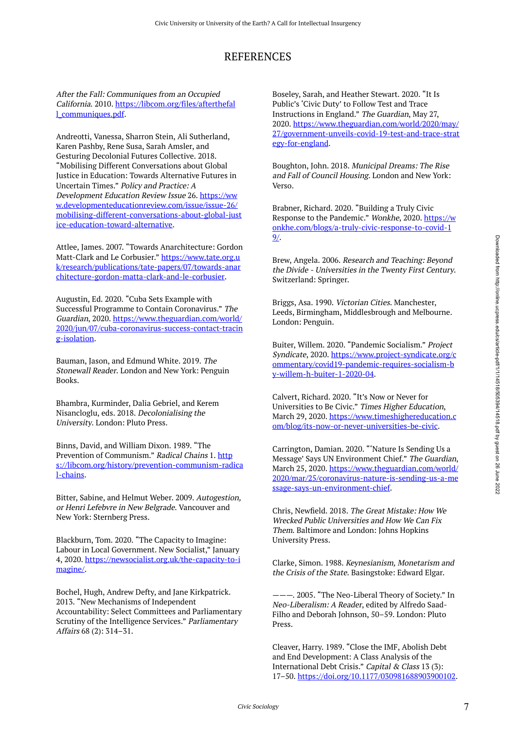# REFERENCES

*After the Fall: Communiques from an Occupied California*. 2010. https://libcom.org/files/afterthefall_communiques.pdf.

Andreotti, Vanessa, Sharron Stein, Ali Sutherland, Karen Pashby, Rene Susa, Sarah Amsler, and Gesturing Decolonial Futures Collective. 2018. "Mobilising Different Conversations about Global Justice in Education: Towards Alternative Futures in Uncertain Times." *Policy and Practice: A Development Education Review Issue* 26. https://www.developmenteducationreview.com/issue/issue-26/mobilising-different-conversations-about-global-justice-education-toward-alternative.

Attlee, James. 2007. "Towards Anarchitecture: Gordon Matt-Clark and Le Corbusier." https://www.tate.org.uk/research/publications/tate-papers/07/towards-anarchitecture-gordon-matta-clark-and-le-corbusier.

Augustin, Ed. 2020. "Cuba Sets Example with Successful Programme to Contain Coronavirus." *The Guardian*, 2020. https://www.theguardian.com/world/2020/jun/07/cuba-coronavirus-success-contact-tracing-isolation.

Bauman, Jason, and Edmund White. 2019. *The Stonewall Reader*. London and New York: Penguin Books.

Bhambra, Kurminder, Dalia Gebriel, and Kerem Nisancloglu, eds. 2018. *Decolonialising the University*. London: Pluto Press.

Binns, David, and William Dixon. 1989. "The Prevention of Communism." *Radical Chains* 1. https://libcom.org/history/prevention-communism-radical-chains.

Bitter, Sabine, and Helmut Weber. 2009. *Autogestion, or Henri Lefebvre in New Belgrade*. Vancouver and New York: Sternberg Press.

Blackburn, Tom. 2020. "The Capacity to Imagine: Labour in Local Government. New Socialist," January 4, 2020. https://newsocialist.org.uk/the-capacity-to-imagine/.

Bochel, Hugh, Andrew Defty, and Jane Kirkpatrick. 2013. "New Mechanisms of Independent Accountability: Select Committees and Parliamentary Scrutiny of the Intelligence Services." *Parliamentary Affairs* 68 (2): 314–31.

Boseley, Sarah, and Heather Stewart. 2020. "It Is Public's 'Civic Duty' to Follow Test and Trace Instructions in England." *The Guardian*, May 27, 2020. https://www.theguardian.com/world/2020/may/27/government-unveils-covid-19-test-and-trace-strategy-for-england.

Boughton, John. 2018. *Municipal Dreams: The Rise and Fall of Council Housing*. London and New York: Verso.

Brabner, Richard. 2020. "Building a Truly Civic Response to the Pandemic." *Wonkhe*, 2020. https://wonkhe.com/blogs/a-truly-civic-response-to-covid-19/.

Brew, Angela. 2006. *Research and Teaching: Beyond the Divide - Universities in the Twenty First Century*. Switzerland: Springer.

Briggs, Asa. 1990. *Victorian Cities*. Manchester, Leeds, Birmingham, Middlesbrough and Melbourne. London: Penguin.

Buiter, Willem. 2020. "Pandemic Socialism." *Project Syndicate*, 2020. https://www.project-syndicate.org/commentary/covid19-pandemic-requires-socialism-by-willem-h-buiter-1-2020-04.

Calvert, Richard. 2020. "It's Now or Never for Universities to Be Civic." *Times Higher Education*, March 29, 2020. https://www.timeshighereducation.com/blog/its-now-or-never-universities-be-civic.

Carrington, Damian. 2020. "'Nature Is Sending Us a Message' Says UN Environment Chief." *The Guardian*, March 25, 2020. https://www.theguardian.com/world/2020/mar/25/coronavirus-nature-is-sending-us-a-message-says-un-environment-chief.

Chris, Newfield. 2018. *The Great Mistake: How We Wrecked Public Universities and How We Can Fix Them*. Baltimore and London: Johns Hopkins University Press.

Clarke, Simon. 1988. *Keynesianism, Monetarism and the Crisis of the State*. Basingstoke: Edward Elgar.

———. 2005. "The Neo-Liberal Theory of Society." In *Neo-Liberalism: A Reader*, edited by Alfredo Saad-Filho and Deborah Johnson, 50–59. London: Pluto Press.

Cleaver, Harry. 1989. "Close the IMF, Abolish Debt and End Development: A Class Analysis of the International Debt Crisis." *Capital & Class* 13 (3): 17–50. https://doi.org/10.1177/030981688903900102.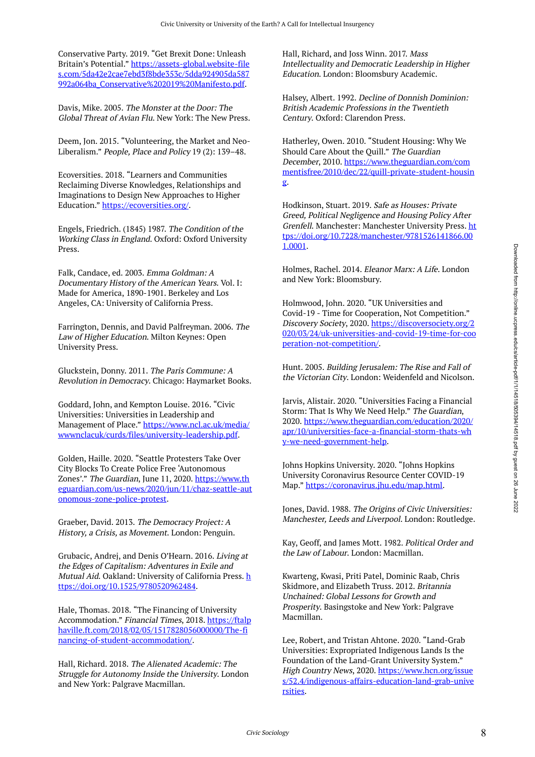Conservative Party. 2019. "Get Brexit Done: Unleash Britain's Potential." https://assets-global.website-files.com/5da42e2cae7ebd3f8bde353c/5dda924905da587992a064ba_Conservative%202019%20Manifesto.pdf.

Davis, Mike. 2005. *The Monster at the Door: The Global Threat of Avian Flu*. New York: The New Press.

Deem, Jon. 2015. "Volunteering, the Market and Neo-Liberalism." *People, Place and Policy* 19 (2): 139–48.

Ecoversities. 2018. "Learners and Communities Reclaiming Diverse Knowledges, Relationships and Imaginations to Design New Approaches to Higher Education." https://ecoversities.org/.

Engels, Friedrich. (1845) 1987. *The Condition of the Working Class in England*. Oxford: Oxford University Press.

Falk, Candace, ed. 2003. *Emma Goldman: A Documentary History of the American Years*. Vol. I: Made for America, 1890-1901. Berkeley and Los Angeles, CA: University of California Press.

Farrington, Dennis, and David Palfreyman. 2006. *The Law of Higher Education*. Milton Keynes: Open University Press.

Gluckstein, Donny. 2011. *The Paris Commune: A Revolution in Democracy*. Chicago: Haymarket Books.

Goddard, John, and Kempton Louise. 2016. "Civic Universities: Universities in Leadership and Management of Place." https://www.ncl.ac.uk/media/wwwnclacuk/curds/files/university-leadership.pdf.

Golden, Haille. 2020. "Seattle Protesters Take Over City Blocks To Create Police Free 'Autonomous Zones'." *The Guardian*, June 11, 2020. https://www.theguardian.com/us-news/2020/jun/11/chaz-seattle-autonomous-zone-police-protest.

Graeber, David. 2013. *The Democracy Project: A History, a Crisis, as Movement*. London: Penguin.

Grubacic, Andrej, and Denis O'Hearn. 2016. *Living at the Edges of Capitalism: Adventures in Exile and Mutual Aid*. Oakland: University of California Press. https://doi.org/10.1525/9780520962484.

Hale, Thomas. 2018. "The Financing of University Accommodation." *Financial Times*, 2018. https://ftalphaville.ft.com/2018/02/05/1517828056000000/The-financing-of-student-accommodation/.

Hall, Richard. 2018. *The Alienated Academic: The Struggle for Autonomy Inside the University*. London and New York: Palgrave Macmillan.

Hall, Richard, and Joss Winn. 2017. *Mass Intellectuality and Democratic Leadership in Higher Education*. London: Bloomsbury Academic.

Halsey, Albert. 1992. *Decline of Donnish Dominion: British Academic Professions in the Twentieth Century*. Oxford: Clarendon Press.

Hatherley, Owen. 2010. "Student Housing: Why We Should Care About the Quill." *The Guardian December*, 2010. https://www.theguardian.com/commentisfree/2010/dec/22/quill-private-student-housing.

Hodkinson, Stuart. 2019. *Safe as Houses: Private Greed, Political Negligence and Housing Policy After Grenfell*. Manchester: Manchester University Press. https://doi.org/10.7228/manchester/9781526141866.001.0001.

Holmes, Rachel. 2014. *Eleanor Marx: A Life*. London and New York: Bloomsbury.

Holmwood, John. 2020. "UK Universities and Covid-19 - Time for Cooperation, Not Competition." *Discovery Society*, 2020. https://discoversociety.org/2020/03/24/uk-universities-and-covid-19-time-for-cooperation-not-competition/.

Hunt. 2005. *Building Jerusalem: The Rise and Fall of the Victorian City*. London: Weidenfeld and Nicolson.

Jarvis, Alistair. 2020. "Universities Facing a Financial Storm: That Is Why We Need Help." *The Guardian*, 2020. https://www.theguardian.com/education/2020/apr/10/universities-face-a-financial-storm-thats-why-we-need-government-help.

Johns Hopkins University. 2020. "Johns Hopkins University Coronavirus Resource Center COVID-19 Map." https://coronavirus.jhu.edu/map.html.

Jones, David. 1988. *The Origins of Civic Universities: Manchester, Leeds and Liverpool*. London: Routledge.

Kay, Geoff, and James Mott. 1982. *Political Order and the Law of Labour*. London: Macmillan.

Kwarteng, Kwasi, Priti Patel, Dominic Raab, Chris Skidmore, and Elizabeth Truss. 2012. *Britannia Unchained: Global Lessons for Growth and Prosperity*. Basingstoke and New York: Palgrave Macmillan.

Lee, Robert, and Tristan Ahtone. 2020. "Land-Grab Universities: Expropriated Indigenous Lands Is the Foundation of the Land-Grant University System." *High Country News*, 2020. https://www.hcn.org/issues/52.4/indigenous-affairs-education-land-grab-universities.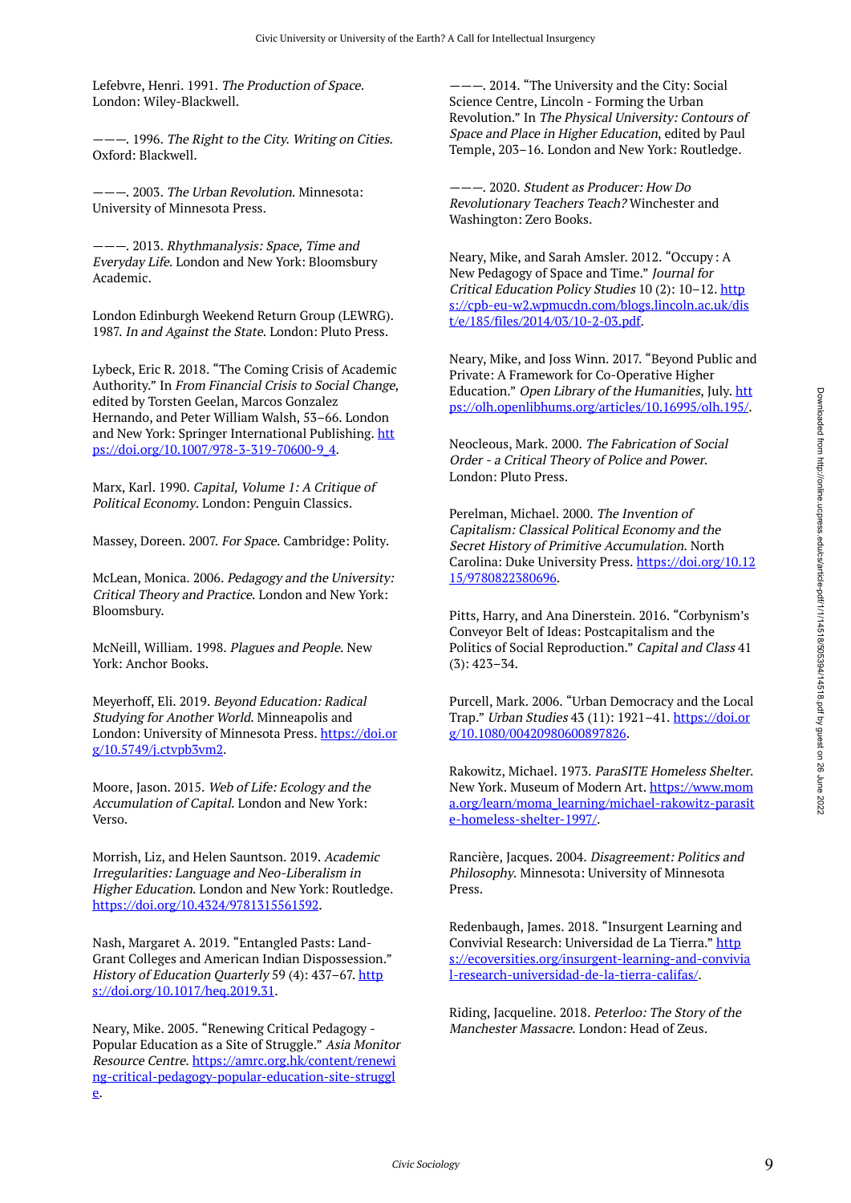Lefebvre, Henri. 1991. *The Production of Space*. London: Wiley-Blackwell.

———. 1996. *The Right to the City. Writing on Cities*. Oxford: Blackwell.

———. 2003. *The Urban Revolution*. Minnesota: University of Minnesota Press.

———. 2013. *Rhythmanalysis: Space, Time and Everyday Life*. London and New York: Bloomsbury Academic.

London Edinburgh Weekend Return Group (LEWRG). 1987. *In and Against the State*. London: Pluto Press.

Lybeck, Eric R. 2018. "The Coming Crisis of Academic Authority." In *From Financial Crisis to Social Change*, edited by Torsten Geelan, Marcos Gonzalez Hernando, and Peter William Walsh, 53–66. London and New York: Springer International Publishing. https://doi.org/10.1007/978-3-319-70600-9_4.

Marx, Karl. 1990. *Capital, Volume 1: A Critique of Political Economy*. London: Penguin Classics.

Massey, Doreen. 2007. *For Space*. Cambridge: Polity.

McLean, Monica. 2006. *Pedagogy and the University: Critical Theory and Practice*. London and New York: Bloomsbury.

McNeill, William. 1998. *Plagues and People*. New York: Anchor Books.

Meyerhoff, Eli. 2019. *Beyond Education: Radical Studying for Another World*. Minneapolis and London: University of Minnesota Press. https://doi.org/10.5749/j.ctvpb3vm2.

Moore, Jason. 2015. *Web of Life: Ecology and the Accumulation of Capital*. London and New York: Verso.

Morrish, Liz, and Helen Sauntson. 2019. *Academic Irregularities: Language and Neo-Liberalism in Higher Education*. London and New York: Routledge. https://doi.org/10.4324/9781315561592.

Nash, Margaret A. 2019. "Entangled Pasts: Land-Grant Colleges and American Indian Dispossession." *History of Education Quarterly* 59 (4): 437–67. https://doi.org/10.1017/heq.2019.31.

Neary, Mike. 2005. "Renewing Critical Pedagogy - Popular Education as a Site of Struggle." *Asia Monitor Resource Centre*. https://amrc.org.hk/content/renewing-critical-pedagogy-popular-education-site-struggle.

———. 2014. "The University and the City: Social Science Centre, Lincoln - Forming the Urban Revolution." In *The Physical University: Contours of Space and Place in Higher Education*, edited by Paul Temple, 203–16. London and New York: Routledge.

———. 2020. *Student as Producer: How Do Revolutionary Teachers Teach?* Winchester and Washington: Zero Books.

Neary, Mike, and Sarah Amsler. 2012. "Occupy : A New Pedagogy of Space and Time." *Journal for Critical Education Policy Studies* 10 (2): 10–12. https://cpb-eu-w2.wpmucdn.com/blogs.lincoln.ac.uk/dist/e/185/files/2014/03/10-2-03.pdf.

Neary, Mike, and Joss Winn. 2017. "Beyond Public and Private: A Framework for Co-Operative Higher Education." *Open Library of the Humanities*, July. https://olh.openlibhums.org/articles/10.16995/olh.195/.

Neocleous, Mark. 2000. *The Fabrication of Social Order - a Critical Theory of Police and Power*. London: Pluto Press.

Perelman, Michael. 2000. *The Invention of Capitalism: Classical Political Economy and the Secret History of Primitive Accumulation*. North Carolina: Duke University Press. https://doi.org/10.1215/9780822380696.

Pitts, Harry, and Ana Dinerstein. 2016. "Corbynism's Conveyor Belt of Ideas: Postcapitalism and the Politics of Social Reproduction." *Capital and Class* 41 (3): 423–34.

Purcell, Mark. 2006. "Urban Democracy and the Local Trap." *Urban Studies* 43 (11): 1921–41. https://doi.org/10.1080/00420980600897826.

Rakowitz, Michael. 1973. *ParaSITE Homeless Shelter*. New York. Museum of Modern Art. https://www.moma.org/learn/moma_learning/michael-rakowitz-parasite-homeless-shelter-1997/.

Rancière, Jacques. 2004. *Disagreement: Politics and Philosophy*. Minnesota: University of Minnesota Press.

Redenbaugh, James. 2018. "Insurgent Learning and Convivial Research: Universidad de La Tierra." https://ecoversities.org/insurgent-learning-and-convivial-research-universidad-de-la-tierra-califas/.

Riding, Jacqueline. 2018. *Peterloo: The Story of the Manchester Massacre*. London: Head of Zeus.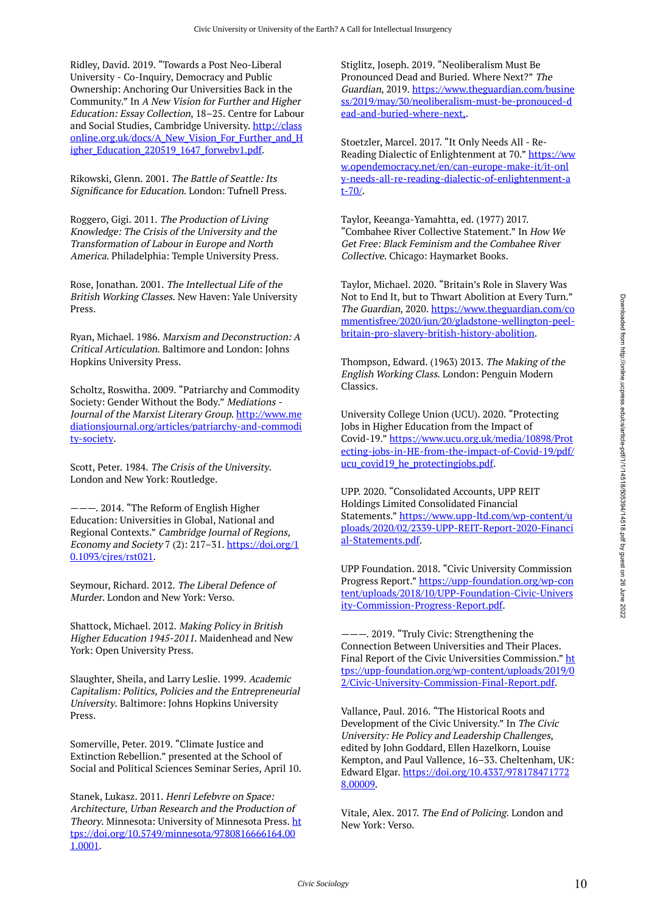Ridley, David. 2019. "Towards a Post Neo-Liberal University - Co-Inquiry, Democracy and Public Ownership: Anchoring Our Universities Back in the Community." In *A New Vision for Further and Higher Education: Essay Collection*, 18–25. Centre for Labour and Social Studies, Cambridge University. http://classonline.org.uk/docs/A_New_Vision_For_Further_and_Higher_Education_220519_1647_forwebv1.pdf.

Rikowski, Glenn. 2001. *The Battle of Seattle: Its Significance for Education*. London: Tufnell Press.

Roggero, Gigi. 2011. *The Production of Living Knowledge: The Crisis of the University and the Transformation of Labour in Europe and North America*. Philadelphia: Temple University Press.

Rose, Jonathan. 2001. *The Intellectual Life of the British Working Classes*. New Haven: Yale University Press.

Ryan, Michael. 1986. *Marxism and Deconstruction: A Critical Articulation*. Baltimore and London: Johns Hopkins University Press.

Scholtz, Roswitha. 2009. "Patriarchy and Commodity Society: Gender Without the Body." *Mediations - Journal of the Marxist Literary Group*. http://www.mediationsjournal.org/articles/patriarchy-and-commodity-society.

Scott, Peter. 1984. *The Crisis of the University*. London and New York: Routledge.

———. 2014. "The Reform of English Higher Education: Universities in Global, National and Regional Contexts." *Cambridge Journal of Regions, Economy and Society* 7 (2): 217–31. https://doi.org/10.1093/cjres/rst021.

Seymour, Richard. 2012. *The Liberal Defence of Murder*. London and New York: Verso.

Shattock, Michael. 2012. *Making Policy in British Higher Education 1945-2011*. Maidenhead and New York: Open University Press.

Slaughter, Sheila, and Larry Leslie. 1999. *Academic Capitalism: Politics, Policies and the Entrepreneurial University*. Baltimore: Johns Hopkins University Press.

Somerville, Peter. 2019. "Climate Justice and Extinction Rebellion." presented at the School of Social and Political Sciences Seminar Series, April 10.

Stanek, Lukasz. 2011. *Henri Lefebvre on Space: Architecture, Urban Research and the Production of Theory*. Minnesota: University of Minnesota Press. https://doi.org/10.5749/minnesota/9780816666164.001.0001.

Stiglitz, Joseph. 2019. "Neoliberalism Must Be Pronounced Dead and Buried. Where Next?" *The Guardian*, 2019. https://www.theguardian.com/business/2019/may/30/neoliberalism-must-be-pronouced-dead-and-buried-where-next,.

Stoetzler, Marcel. 2017. "It Only Needs All - Re-Reading Dialectic of Enlightenment at 70." https://www.opendemocracy.net/en/can-europe-make-it/it-only-needs-all-re-reading-dialectic-of-enlightenment-at-70/.

Taylor, Keeanga-Yamahtta, ed. (1977) 2017. "Combahee River Collective Statement." In *How We Get Free: Black Feminism and the Combahee River Collective*. Chicago: Haymarket Books.

Taylor, Michael. 2020. "Britain's Role in Slavery Was Not to End It, but to Thwart Abolition at Every Turn." *The Guardian*, 2020. https://www.theguardian.com/commentisfree/2020/jun/20/gladstone-wellington-peel-britain-pro-slavery-british-history-abolition.

Thompson, Edward. (1963) 2013. *The Making of the English Working Class*. London: Penguin Modern Classics.

University College Union (UCU). 2020. "Protecting Jobs in Higher Education from the Impact of Covid-19." https://www.ucu.org.uk/media/10898/Protecting-jobs-in-HE-from-the-impact-of-Covid-19/pdf/ucu_covid19_he_protectingjobs.pdf.

UPP. 2020. "Consolidated Accounts, UPP REIT Holdings Limited Consolidated Financial Statements." https://www.upp-ltd.com/wp-content/uploads/2020/02/2339-UPP-REIT-Report-2020-Financial-Statements.pdf.

UPP Foundation. 2018. "Civic University Commission Progress Report." https://upp-foundation.org/wp-content/uploads/2018/10/UPP-Foundation-Civic-University-Commission-Progress-Report.pdf.

———. 2019. "Truly Civic: Strengthening the Connection Between Universities and Their Places. Final Report of the Civic Universities Commission." https://upp-foundation.org/wp-content/uploads/2019/02/Civic-University-Commission-Final-Report.pdf.

Vallance, Paul. 2016. "The Historical Roots and Development of the Civic University." In *The Civic University: He Policy and Leadership Challenges*, edited by John Goddard, Ellen Hazelkorn, Louise Kempton, and Paul Vallence, 16–33. Cheltenham, UK: Edward Elgar. https://doi.org/10.4337/9781784717728.00009.

Vitale, Alex. 2017. *The End of Policing*. London and New York: Verso.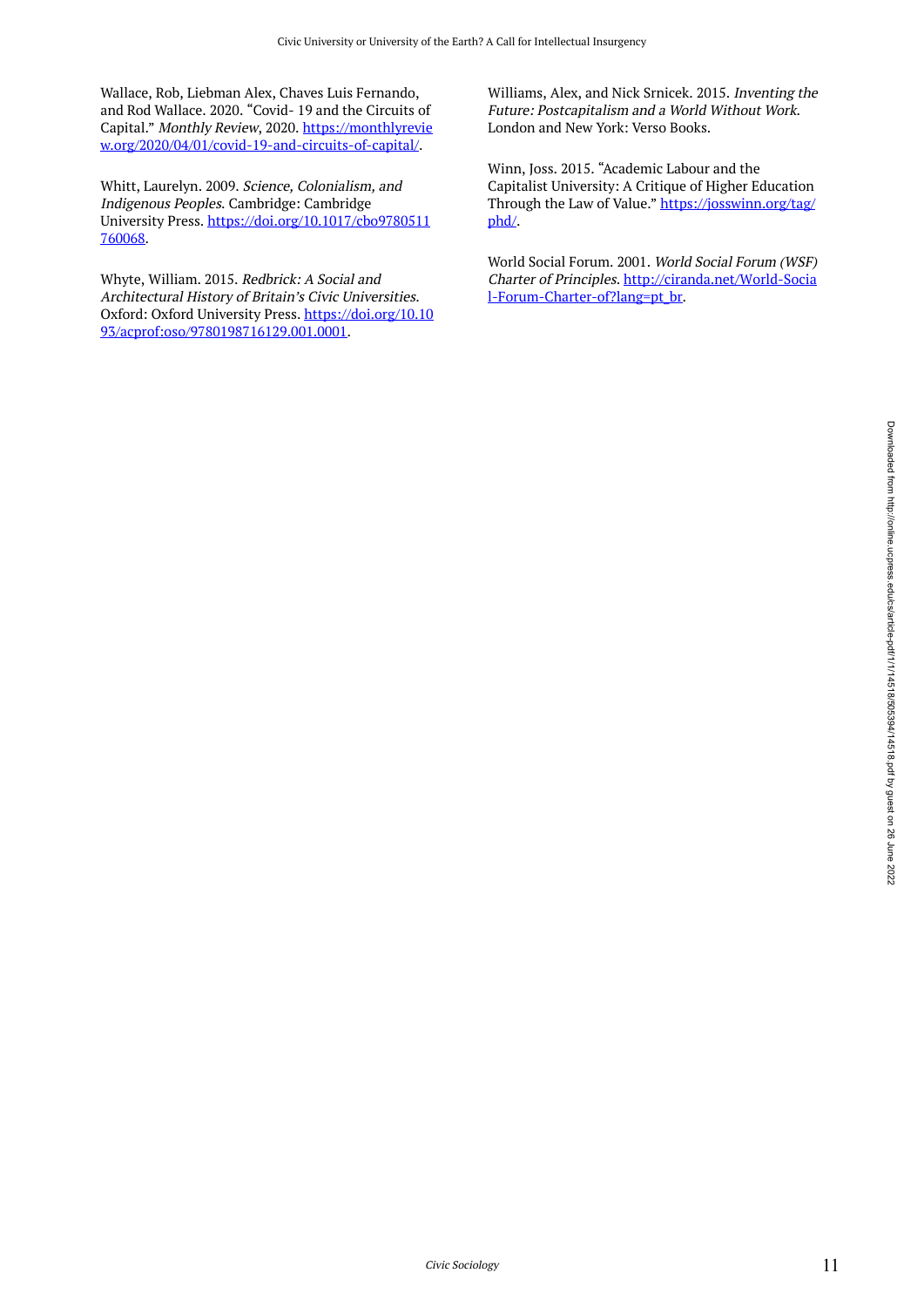Wallace, Rob, Liebman Alex, Chaves Luis Fernando, and Rod Wallace. 2020. "Covid- 19 and the Circuits of Capital." *Monthly Review*, 2020. https://monthlyreview.org/2020/04/01/covid-19-and-circuits-of-capital/.

Whitt, Laurelyn. 2009. *Science, Colonialism, and Indigenous Peoples*. Cambridge: Cambridge University Press. https://doi.org/10.1017/cbo9780511760068.

Whyte, William. 2015. *Redbrick: A Social and Architectural History of Britain's Civic Universities*. Oxford: Oxford University Press. https://doi.org/10.1093/acprof:oso/9780198716129.001.0001.

Williams, Alex, and Nick Srnicek. 2015. *Inventing the Future: Postcapitalism and a World Without Work*. London and New York: Verso Books.

Winn, Joss. 2015. "Academic Labour and the Capitalist University: A Critique of Higher Education Through the Law of Value." https://josswinn.org/tag/phd/.

World Social Forum. 2001. *World Social Forum (WSF) Charter of Principles*. http://ciranda.net/World-Social-Forum-Charter-of?lang=pt_br.